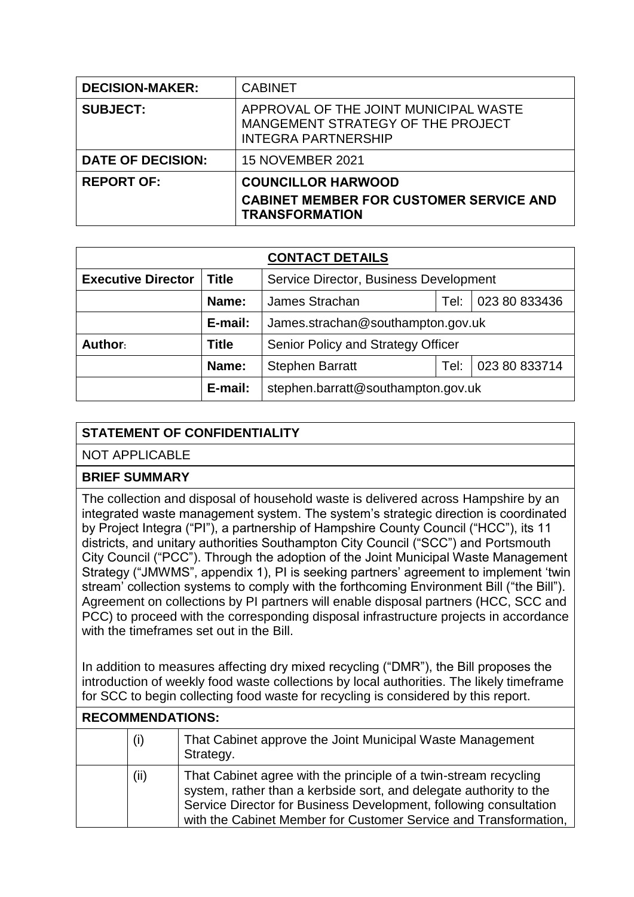| DECISION-MAKER: | CABINET |
|---|---|
| **SUBJECT:** | APPROVAL OF THE JOINT MUNICIPAL WASTE MANGEMENT STRATEGY OF THE PROJECT INTEGRA PARTNERSHIP |
| **DATE OF DECISION:** | 15 NOVEMBER 2021 |
| **REPORT OF:** | **COUNCILLOR HARWOOD**<br>**CABINET MEMBER FOR CUSTOMER SERVICE AND TRANSFORMATION** |

| CONTACT DETAILS | | | | |
|---|---|---|---|---|
| **Executive Director** | **Title** | Service Director, Business Development | | |
| | **Name:** | James Strachan | Tel: | 023 80 833436 |
| | **E-mail:** | James.strachan@southampton.gov.uk | | |
| **Author:** | **Title** | Senior Policy and Strategy Officer | | |
| | **Name:** | Stephen Barratt | Tel: | 023 80 833714 |
| | **E-mail:** | stephen.barratt@southampton.gov.uk | | |

## STATEMENT OF CONFIDENTIALITY

NOT APPLICABLE

## BRIEF SUMMARY

The collection and disposal of household waste is delivered across Hampshire by an integrated waste management system. The system's strategic direction is coordinated by Project Integra ("PI"), a partnership of Hampshire County Council ("HCC"), its 11 districts, and unitary authorities Southampton City Council ("SCC") and Portsmouth City Council ("PCC"). Through the adoption of the Joint Municipal Waste Management Strategy ("JMWMS", appendix 1), PI is seeking partners' agreement to implement 'twin stream' collection systems to comply with the forthcoming Environment Bill ("the Bill"). Agreement on collections by PI partners will enable disposal partners (HCC, SCC and PCC) to proceed with the corresponding disposal infrastructure projects in accordance with the timeframes set out in the Bill.

In addition to measures affecting dry mixed recycling ("DMR"), the Bill proposes the introduction of weekly food waste collections by local authorities. The likely timeframe for SCC to begin collecting food waste for recycling is considered by this report.

## RECOMMENDATIONS:

| | | |
|---|---|---|
| | (i) | That Cabinet approve the Joint Municipal Waste Management Strategy. |
| | (ii) | That Cabinet agree with the principle of a twin-stream recycling system, rather than a kerbside sort, and delegate authority to the Service Director for Business Development, following consultation with the Cabinet Member for Customer Service and Transformation, |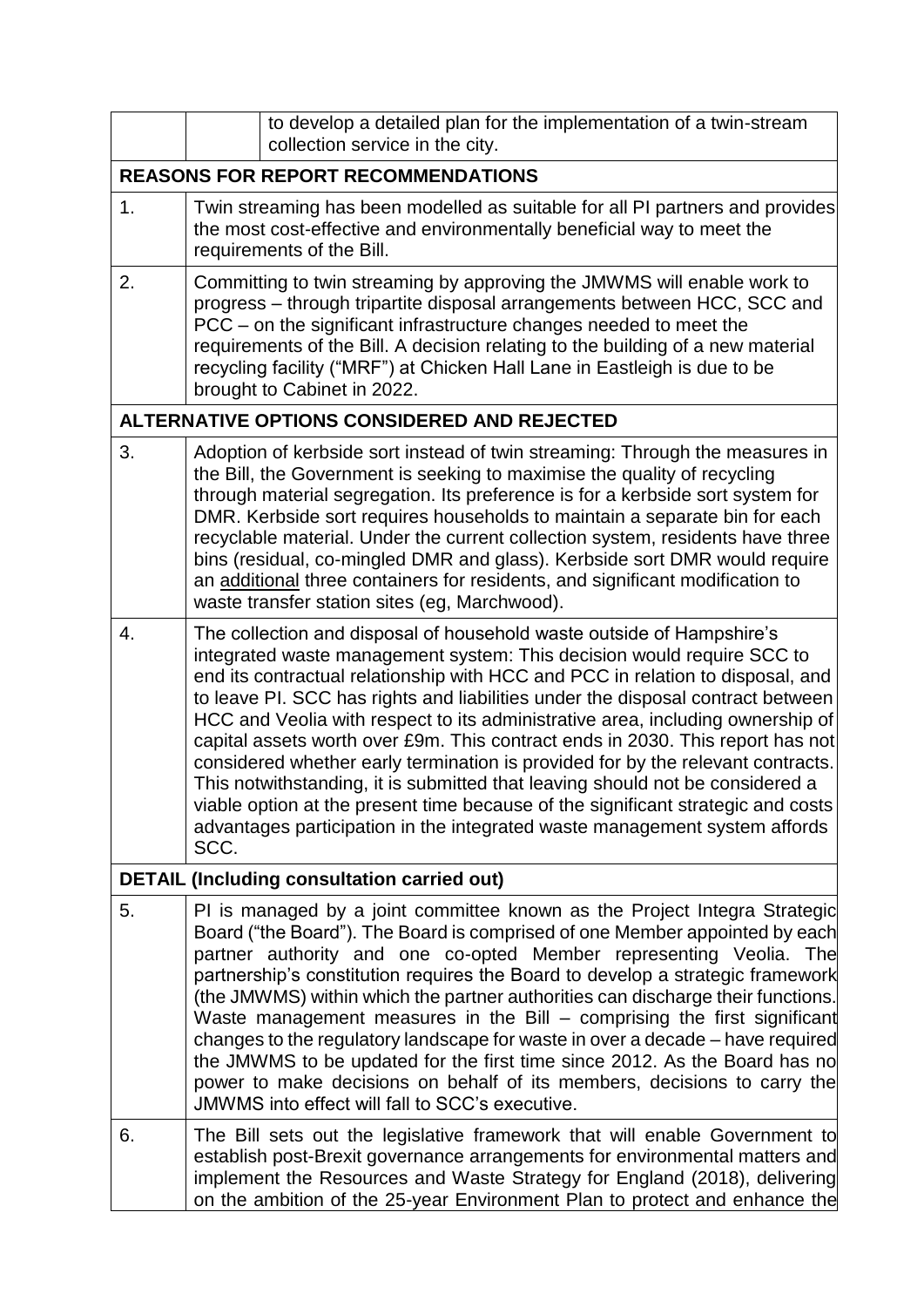|  |  |  |
|---|---|---|
|  |  | to develop a detailed plan for the implementation of a twin-stream collection service in the city. |
| **REASONS FOR REPORT RECOMMENDATIONS** | | |
| 1. | Twin streaming has been modelled as suitable for all PI partners and provides the most cost-effective and environmentally beneficial way to meet the requirements of the Bill. | |
| 2. | Committing to twin streaming by approving the JMWMS will enable work to progress – through tripartite disposal arrangements between HCC, SCC and PCC – on the significant infrastructure changes needed to meet the requirements of the Bill. A decision relating to the building of a new material recycling facility ("MRF") at Chicken Hall Lane in Eastleigh is due to be brought to Cabinet in 2022. | |
| **ALTERNATIVE OPTIONS CONSIDERED AND REJECTED** | | |
| 3. | Adoption of kerbside sort instead of twin streaming: Through the measures in the Bill, the Government is seeking to maximise the quality of recycling through material segregation. Its preference is for a kerbside sort system for DMR. Kerbside sort requires households to maintain a separate bin for each recyclable material. Under the current collection system, residents have three bins (residual, co-mingled DMR and glass). Kerbside sort DMR would require an additional three containers for residents, and significant modification to waste transfer station sites (eg, Marchwood). | |
| 4. | The collection and disposal of household waste outside of Hampshire's integrated waste management system: This decision would require SCC to end its contractual relationship with HCC and PCC in relation to disposal, and to leave PI. SCC has rights and liabilities under the disposal contract between HCC and Veolia with respect to its administrative area, including ownership of capital assets worth over £9m. This contract ends in 2030. This report has not considered whether early termination is provided for by the relevant contracts. This notwithstanding, it is submitted that leaving should not be considered a viable option at the present time because of the significant strategic and costs advantages participation in the integrated waste management system affords SCC. | |
| **DETAIL (Including consultation carried out)** | | |
| 5. | PI is managed by a joint committee known as the Project Integra Strategic Board ("the Board"). The Board is comprised of one Member appointed by each partner authority and one co-opted Member representing Veolia. The partnership's constitution requires the Board to develop a strategic framework (the JMWMS) within which the partner authorities can discharge their functions. Waste management measures in the Bill – comprising the first significant changes to the regulatory landscape for waste in over a decade – have required the JMWMS to be updated for the first time since 2012. As the Board has no power to make decisions on behalf of its members, decisions to carry the JMWMS into effect will fall to SCC's executive. | |
| 6. | The Bill sets out the legislative framework that will enable Government to establish post-Brexit governance arrangements for environmental matters and implement the Resources and Waste Strategy for England (2018), delivering on the ambition of the 25-year Environment Plan to protect and enhance the | |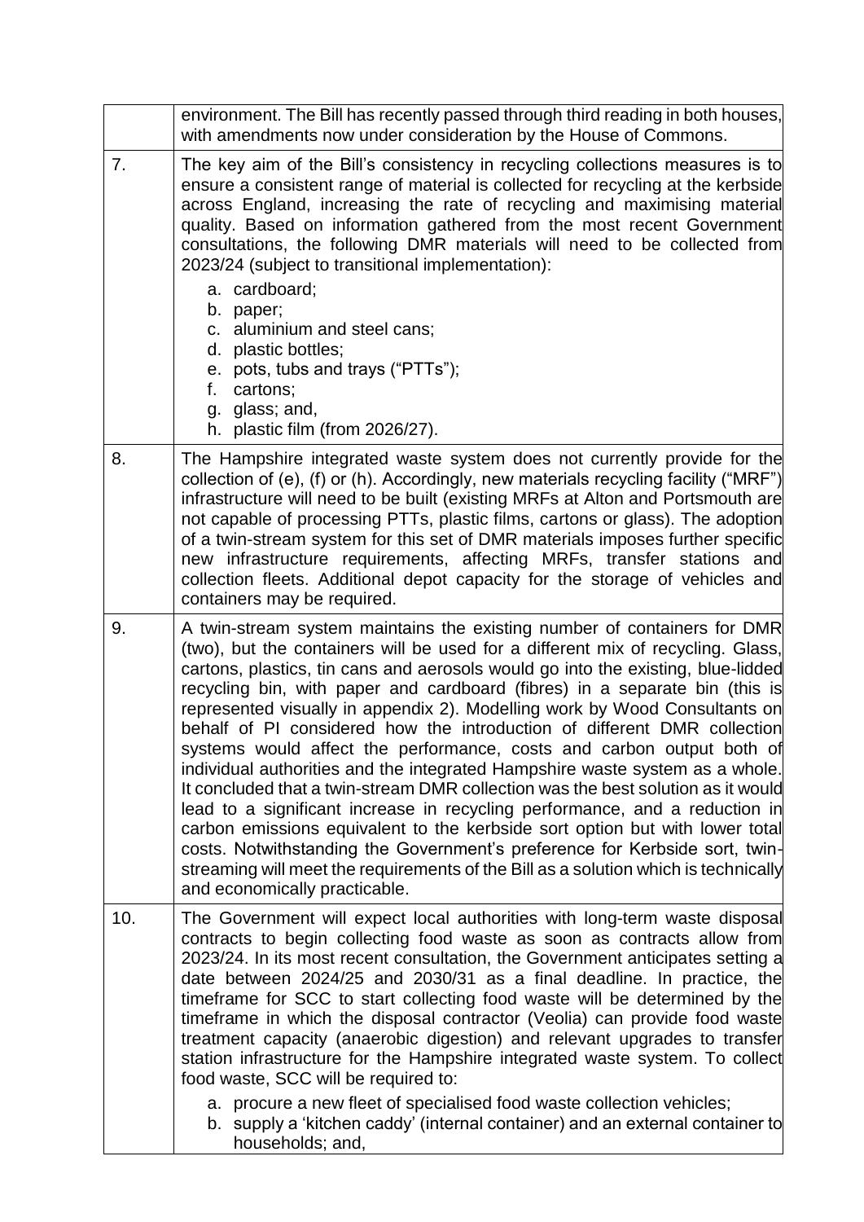| | |
|---|---|
| | environment. The Bill has recently passed through third reading in both houses, with amendments now under consideration by the House of Commons. |
| 7. | The key aim of the Bill's consistency in recycling collections measures is to ensure a consistent range of material is collected for recycling at the kerbside across England, increasing the rate of recycling and maximising material quality. Based on information gathered from the most recent Government consultations, the following DMR materials will need to be collected from 2023/24 (subject to transitional implementation):<br>a. cardboard;<br>b. paper;<br>c. aluminium and steel cans;<br>d. plastic bottles;<br>e. pots, tubs and trays ("PTTs");<br>f. cartons;<br>g. glass; and,<br>h. plastic film (from 2026/27). |
| 8. | The Hampshire integrated waste system does not currently provide for the collection of (e), (f) or (h). Accordingly, new materials recycling facility ("MRF") infrastructure will need to be built (existing MRFs at Alton and Portsmouth are not capable of processing PTTs, plastic films, cartons or glass). The adoption of a twin-stream system for this set of DMR materials imposes further specific new infrastructure requirements, affecting MRFs, transfer stations and collection fleets. Additional depot capacity for the storage of vehicles and containers may be required. |
| 9. | A twin-stream system maintains the existing number of containers for DMR (two), but the containers will be used for a different mix of recycling. Glass, cartons, plastics, tin cans and aerosols would go into the existing, blue-lidded recycling bin, with paper and cardboard (fibres) in a separate bin (this is represented visually in appendix 2). Modelling work by Wood Consultants on behalf of PI considered how the introduction of different DMR collection systems would affect the performance, costs and carbon output both of individual authorities and the integrated Hampshire waste system as a whole. It concluded that a twin-stream DMR collection was the best solution as it would lead to a significant increase in recycling performance, and a reduction in carbon emissions equivalent to the kerbside sort option but with lower total costs. Notwithstanding the Government's preference for Kerbside sort, twin-streaming will meet the requirements of the Bill as a solution which is technically and economically practicable. |
| 10. | The Government will expect local authorities with long-term waste disposal contracts to begin collecting food waste as soon as contracts allow from 2023/24. In its most recent consultation, the Government anticipates setting a date between 2024/25 and 2030/31 as a final deadline. In practice, the timeframe for SCC to start collecting food waste will be determined by the timeframe in which the disposal contractor (Veolia) can provide food waste treatment capacity (anaerobic digestion) and relevant upgrades to transfer station infrastructure for the Hampshire integrated waste system. To collect food waste, SCC will be required to:<br>a. procure a new fleet of specialised food waste collection vehicles;<br>b. supply a 'kitchen caddy' (internal container) and an external container to households; and, |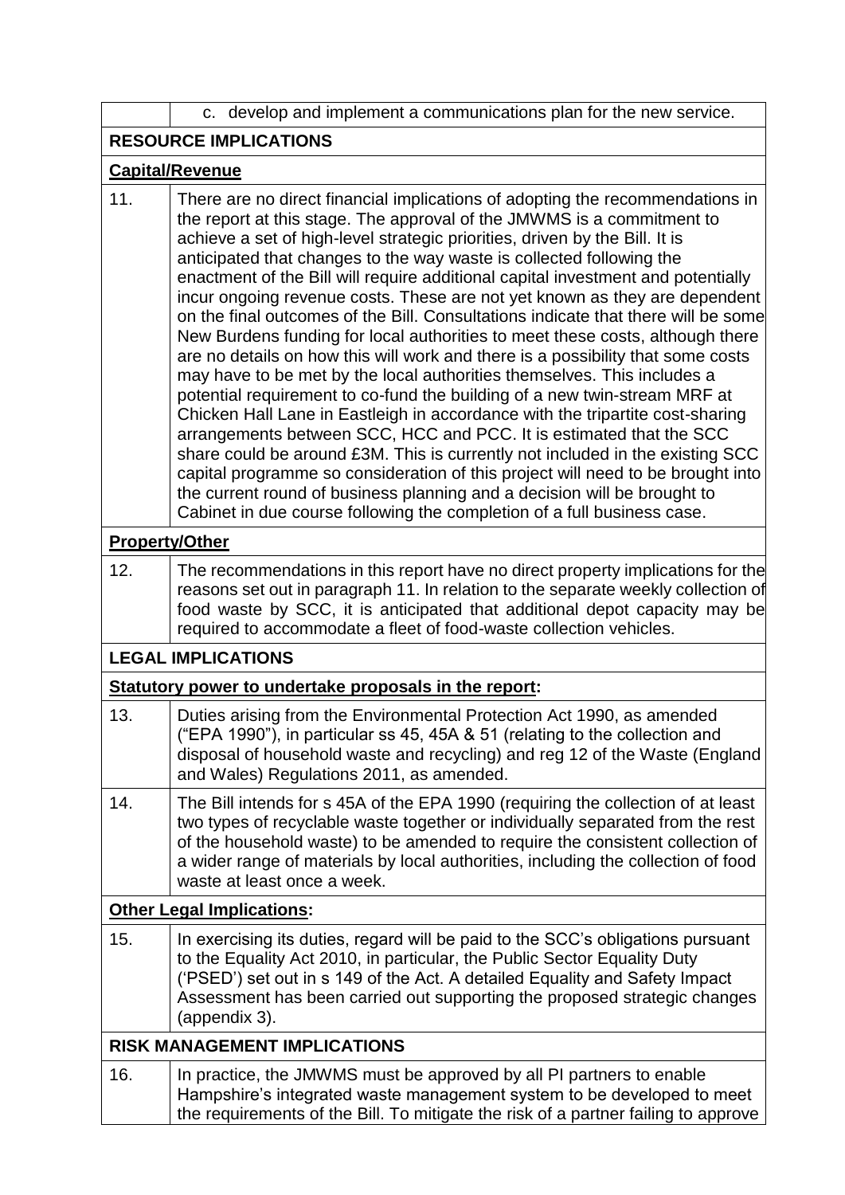|  | c. develop and implement a communications plan for the new service. |
|---|---|

**RESOURCE IMPLICATIONS**

**Capital/Revenue**

| | |
|---|---|
| 11. | There are no direct financial implications of adopting the recommendations in the report at this stage. The approval of the JMWMS is a commitment to achieve a set of high-level strategic priorities, driven by the Bill. It is anticipated that changes to the way waste is collected following the enactment of the Bill will require additional capital investment and potentially incur ongoing revenue costs. These are not yet known as they are dependent on the final outcomes of the Bill. Consultations indicate that there will be some New Burdens funding for local authorities to meet these costs, although there are no details on how this will work and there is a possibility that some costs may have to be met by the local authorities themselves. This includes a potential requirement to co-fund the building of a new twin-stream MRF at Chicken Hall Lane in Eastleigh in accordance with the tripartite cost-sharing arrangements between SCC, HCC and PCC. It is estimated that the SCC share could be around £3M. This is currently not included in the existing SCC capital programme so consideration of this project will need to be brought into the current round of business planning and a decision will be brought to Cabinet in due course following the completion of a full business case. |

**Property/Other**

| | |
|---|---|
| 12. | The recommendations in this report have no direct property implications for the reasons set out in paragraph 11. In relation to the separate weekly collection of food waste by SCC, it is anticipated that additional depot capacity may be required to accommodate a fleet of food-waste collection vehicles. |

**LEGAL IMPLICATIONS**

**Statutory power to undertake proposals in the report:**

| | |
|---|---|
| 13. | Duties arising from the Environmental Protection Act 1990, as amended ("EPA 1990"), in particular ss 45, 45A & 51 (relating to the collection and disposal of household waste and recycling) and reg 12 of the Waste (England and Wales) Regulations 2011, as amended. |
| 14. | The Bill intends for s 45A of the EPA 1990 (requiring the collection of at least two types of recyclable waste together or individually separated from the rest of the household waste) to be amended to require the consistent collection of a wider range of materials by local authorities, including the collection of food waste at least once a week. |

**Other Legal Implications:**

| | |
|---|---|
| 15. | In exercising its duties, regard will be paid to the SCC's obligations pursuant to the Equality Act 2010, in particular, the Public Sector Equality Duty ('PSED') set out in s 149 of the Act. A detailed Equality and Safety Impact Assessment has been carried out supporting the proposed strategic changes (appendix 3). |

**RISK MANAGEMENT IMPLICATIONS**

| | |
|---|---|
| 16. | In practice, the JMWMS must be approved by all PI partners to enable Hampshire's integrated waste management system to be developed to meet the requirements of the Bill. To mitigate the risk of a partner failing to approve |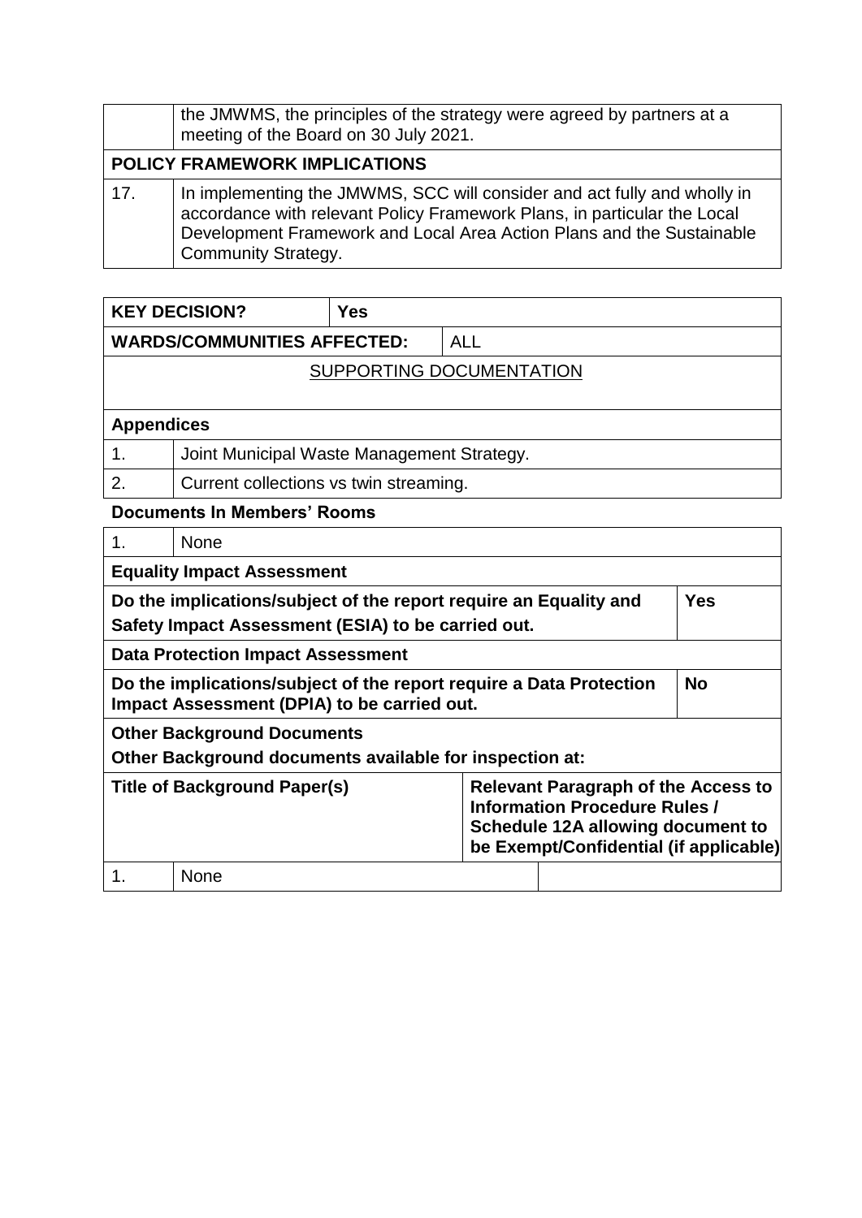| | |
|---|---|
| | the JMWMS, the principles of the strategy were agreed by partners at a meeting of the Board on 30 July 2021. |
| **POLICY FRAMEWORK IMPLICATIONS** | |
| 17. | In implementing the JMWMS, SCC will consider and act fully and wholly in accordance with relevant Policy Framework Plans, in particular the Local Development Framework and Local Area Action Plans and the Sustainable Community Strategy. |

| | | |
|---|---|---|
| **KEY DECISION?** | **Yes** | |
| **WARDS/COMMUNITIES AFFECTED:** | | ALL |

SUPPORTING DOCUMENTATION

**Appendices**

| | |
|---|---|
| 1. | Joint Municipal Waste Management Strategy. |
| 2. | Current collections vs twin streaming. |

**Documents In Members' Rooms**

| | |
|---|---|
| 1. | None |

**Equality Impact Assessment**

| | |
|---|---|
| **Do the implications/subject of the report require an Equality and Safety Impact Assessment (ESIA) to be carried out.** | **Yes** |

**Data Protection Impact Assessment**

| | |
|---|---|
| **Do the implications/subject of the report require a Data Protection Impact Assessment (DPIA) to be carried out.** | **No** |

**Other Background Documents**

**Other Background documents available for inspection at:**

| **Title of Background Paper(s)** | | **Relevant Paragraph of the Access to Information Procedure Rules / Schedule 12A allowing document to be Exempt/Confidential (if applicable)** |
|---|---|---|
| 1. | None | |